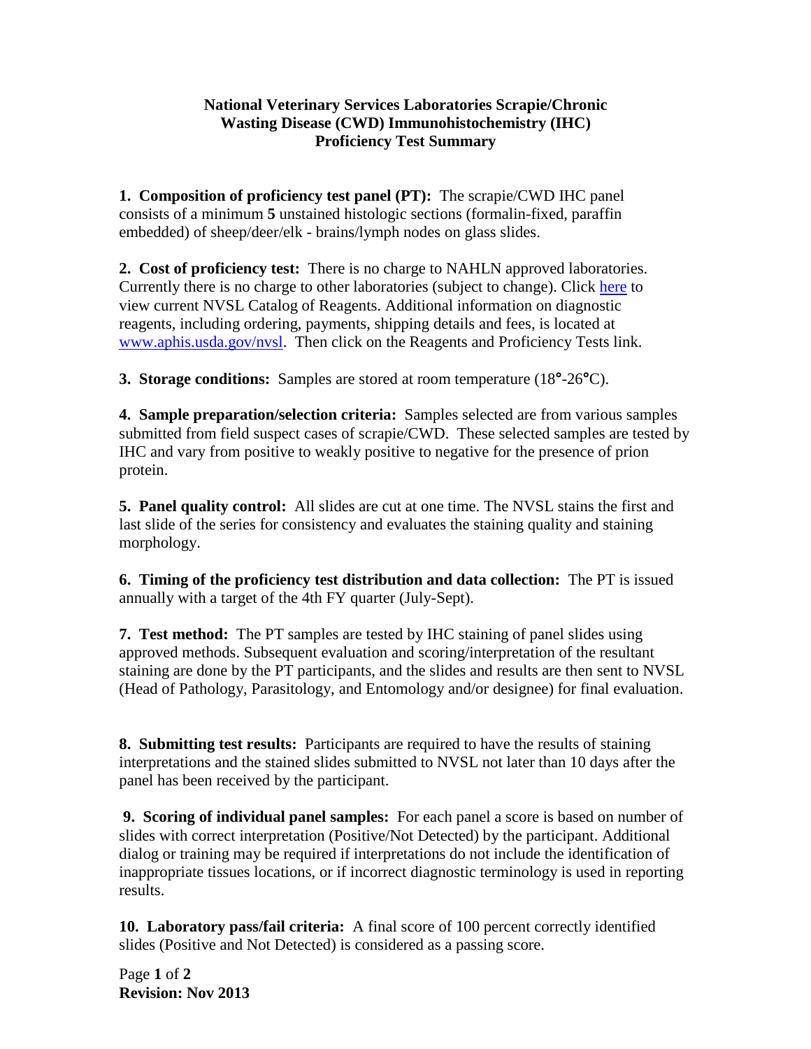# National Veterinary Services Laboratories Scrapie/Chronic Wasting Disease (CWD) Immunohistochemistry (IHC) Proficiency Test Summary

**1. Composition of proficiency test panel (PT):** The scrapie/CWD IHC panel consists of a minimum **5** unstained histologic sections (formalin-fixed, paraffin embedded) of sheep/deer/elk - brains/lymph nodes on glass slides.

**2. Cost of proficiency test:** There is no charge to NAHLN approved laboratories. Currently there is no charge to other laboratories (subject to change). Click here to view current NVSL Catalog of Reagents. Additional information on diagnostic reagents, including ordering, payments, shipping details and fees, is located at www.aphis.usda.gov/nvsl. Then click on the Reagents and Proficiency Tests link.

**3. Storage conditions:** Samples are stored at room temperature (18°-26°C).

**4. Sample preparation/selection criteria:** Samples selected are from various samples submitted from field suspect cases of scrapie/CWD. These selected samples are tested by IHC and vary from positive to weakly positive to negative for the presence of prion protein.

**5. Panel quality control:** All slides are cut at one time. The NVSL stains the first and last slide of the series for consistency and evaluates the staining quality and staining morphology.

**6. Timing of the proficiency test distribution and data collection:** The PT is issued annually with a target of the 4th FY quarter (July-Sept).

**7. Test method:** The PT samples are tested by IHC staining of panel slides using approved methods. Subsequent evaluation and scoring/interpretation of the resultant staining are done by the PT participants, and the slides and results are then sent to NVSL (Head of Pathology, Parasitology, and Entomology and/or designee) for final evaluation.

**8. Submitting test results:** Participants are required to have the results of staining interpretations and the stained slides submitted to NVSL not later than 10 days after the panel has been received by the participant.

**9. Scoring of individual panel samples:** For each panel a score is based on number of slides with correct interpretation (Positive/Not Detected) by the participant. Additional dialog or training may be required if interpretations do not include the identification of inappropriate tissues locations, or if incorrect diagnostic terminology is used in reporting results.

**10. Laboratory pass/fail criteria:** A final score of 100 percent correctly identified slides (Positive and Not Detected) is considered as a passing score.

**Revision: Nov 2013**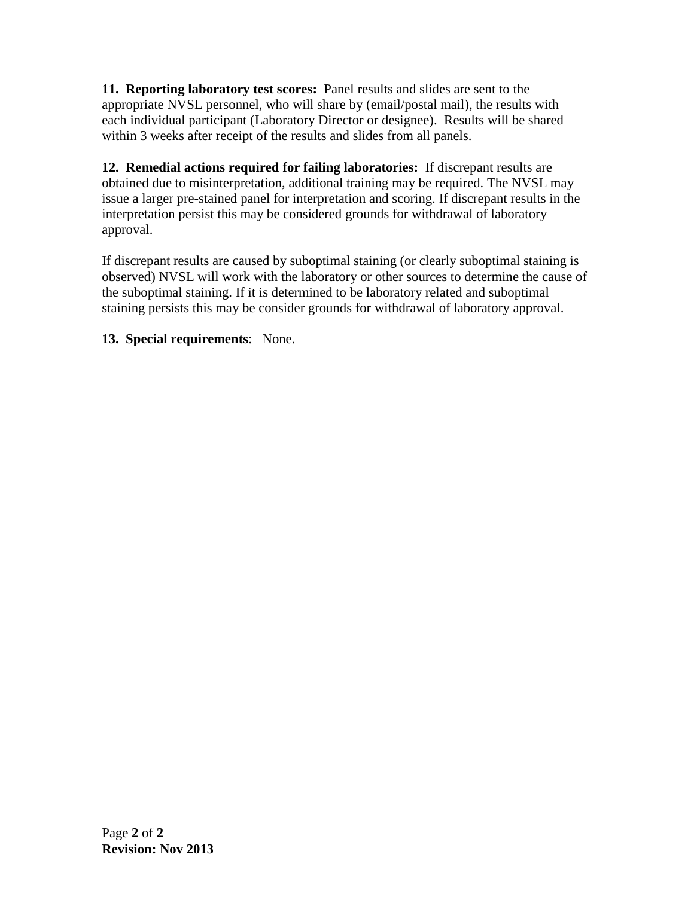**11. Reporting laboratory test scores:** Panel results and slides are sent to the appropriate NVSL personnel, who will share by (email/postal mail), the results with each individual participant (Laboratory Director or designee). Results will be shared within 3 weeks after receipt of the results and slides from all panels.

**12. Remedial actions required for failing laboratories:** If discrepant results are obtained due to misinterpretation, additional training may be required. The NVSL may issue a larger pre-stained panel for interpretation and scoring. If discrepant results in the interpretation persist this may be considered grounds for withdrawal of laboratory approval.

If discrepant results are caused by suboptimal staining (or clearly suboptimal staining is observed) NVSL will work with the laboratory or other sources to determine the cause of the suboptimal staining. If it is determined to be laboratory related and suboptimal staining persists this may be consider grounds for withdrawal of laboratory approval.

**13. Special requirements**: None.

**Revision: Nov 2013**